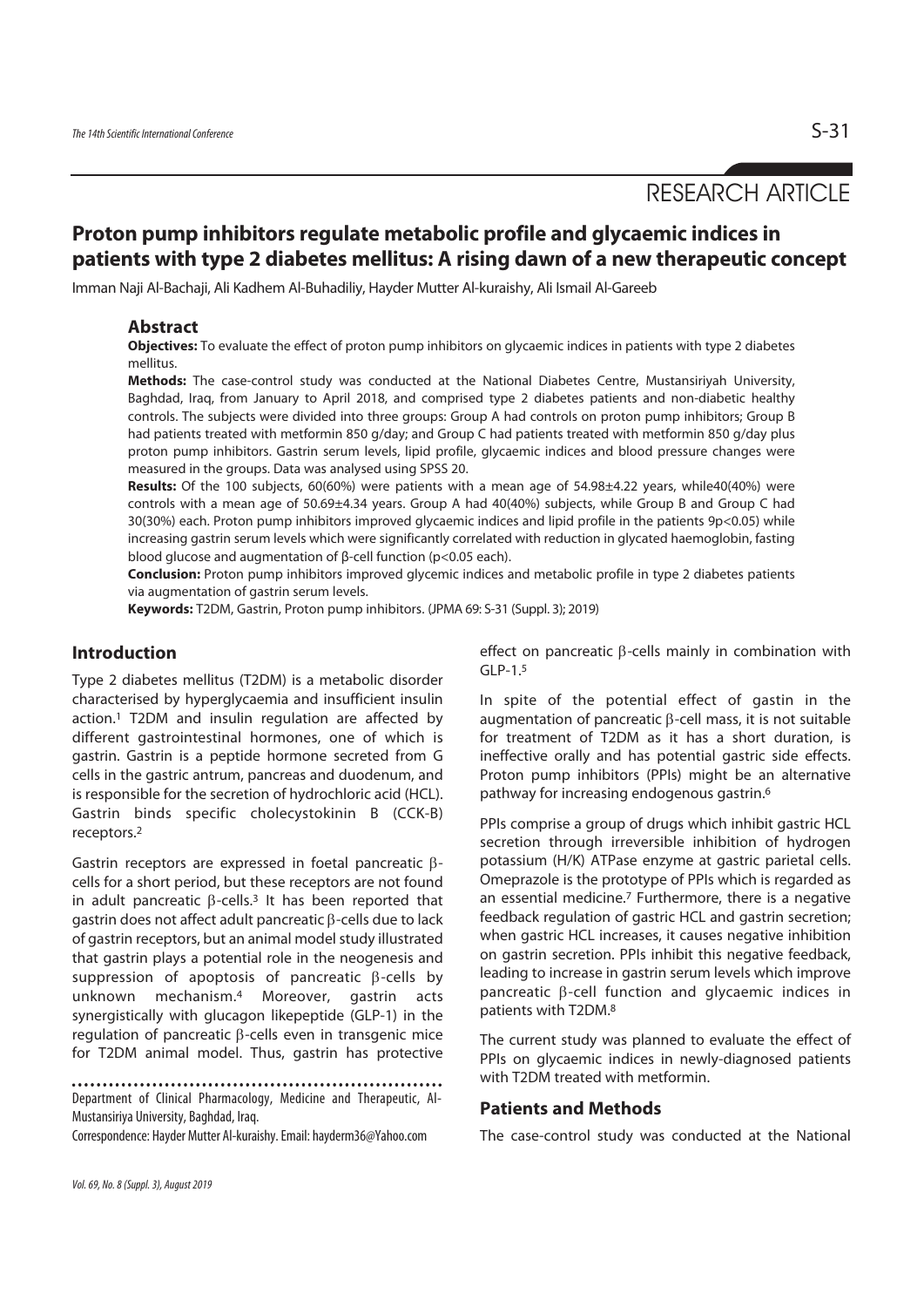RESEARCH ARTICLE

# Proton pump inhibitors regulate metabolic profile and glycaemic indices in patients with type 2 diabetes mellitus: A rising dawn of a new therapeutic concept

Imman Naji Al-Bachaji, Ali Kadhem Al-Buhadiliy, Hayder Mutter Al-kuraishy, Ali Ismail Al-Gareeb

## Abstract

**Objectives:** To evaluate the effect of proton pump inhibitors on glycaemic indices in patients with type 2 diabetes mellitus.

**Methods:** The case-control study was conducted at the National Diabetes Centre, Mustansiriyah University, Baghdad, Iraq, from January to April 2018, and comprised type 2 diabetes patients and non-diabetic healthy controls. The subjects were divided into three groups: Group A had controls on proton pump inhibitors; Group B had patients treated with metformin 850 g/day; and Group C had patients treated with metformin 850 g/day plus proton pump inhibitors. Gastrin serum levels, lipid profile, glycaemic indices and blood pressure changes were measured in the groups. Data was analysed using SPSS 20.

**Results:** Of the 100 subjects, 60(60%) were patients with a mean age of 54.98±4.22 years, while40(40%) were controls with a mean age of 50.69±4.34 years. Group A had 40(40%) subjects, while Group B and Group C had 30(30%) each. Proton pump inhibitors improved glycaemic indices and lipid profile in the patients 9p<0.05) while increasing gastrin serum levels which were significantly correlated with reduction in glycated haemoglobin, fasting blood glucose and augmentation of β-cell function (p<0.05 each).

**Conclusion:** Proton pump inhibitors improved glycemic indices and metabolic profile in type 2 diabetes patients via augmentation of gastrin serum levels.

**Keywords:** T2DM, Gastrin, Proton pump inhibitors. (JPMA 69: S-31 (Suppl. 3); 2019)

## Introduction

Type 2 diabetes mellitus (T2DM) is a metabolic disorder characterised by hyperglycaemia and insufficient insulin action.[1] T2DM and insulin regulation are affected by different gastrointestinal hormones, one of which is gastrin. Gastrin is a peptide hormone secreted from G cells in the gastric antrum, pancreas and duodenum, and is responsible for the secretion of hydrochloric acid (HCL). Gastrin binds specific cholecystokinin B (CCK-B) receptors.[2]

Gastrin receptors are expressed in foetal pancreatic β-cells for a short period, but these receptors are not found in adult pancreatic β-cells.[3] It has been reported that gastrin does not affect adult pancreatic β-cells due to lack of gastrin receptors, but an animal model study illustrated that gastrin plays a potential role in the neogenesis and suppression of apoptosis of pancreatic β-cells by unknown mechanism.[4] Moreover, gastrin acts synergistically with glucagon likepeptide (GLP-1) in the regulation of pancreatic β-cells even in transgenic mice for T2DM animal model. Thus, gastrin has protective effect on pancreatic β-cells mainly in combination with GLP-1.[5]

In spite of the potential effect of gastin in the augmentation of pancreatic β-cell mass, it is not suitable for treatment of T2DM as it has a short duration, is ineffective orally and has potential gastric side effects. Proton pump inhibitors (PPIs) might be an alternative pathway for increasing endogenous gastrin.[6]

PPIs comprise a group of drugs which inhibit gastric HCL secretion through irreversible inhibition of hydrogen potassium (H/K) ATPase enzyme at gastric parietal cells. Omeprazole is the prototype of PPIs which is regarded as an essential medicine.[7] Furthermore, there is a negative feedback regulation of gastric HCL and gastrin secretion; when gastric HCL increases, it causes negative inhibition on gastrin secretion. PPIs inhibit this negative feedback, leading to increase in gastrin serum levels which improve pancreatic β-cell function and glycaemic indices in patients with T2DM.[8]

The current study was planned to evaluate the effect of PPIs on glycaemic indices in newly-diagnosed patients with T2DM treated with metformin.

## Patients and Methods

The case-control study was conducted at the National

Department of Clinical Pharmacology, Medicine and Therapeutic, Al-Mustansiriya University, Baghdad, Iraq.

Correspondence: Hayder Mutter Al-kuraishy. Email: hayderm36@Yahoo.com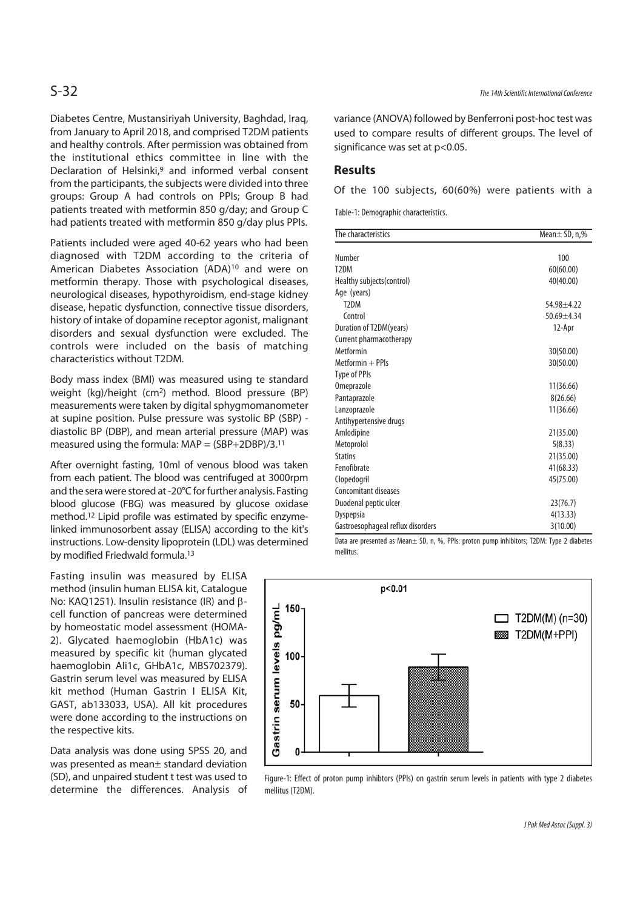Diabetes Centre, Mustansiriyah University, Baghdad, Iraq, from January to April 2018, and comprised T2DM patients and healthy controls. After permission was obtained from the institutional ethics committee in line with the Declaration of Helsinki,[9] and informed verbal consent from the participants, the subjects were divided into three groups: Group A had controls on PPIs; Group B had patients treated with metformin 850 g/day; and Group C had patients treated with metformin 850 g/day plus PPIs.

Patients included were aged 40-62 years who had been diagnosed with T2DM according to the criteria of American Diabetes Association (ADA)[10] and were on metformin therapy. Those with psychological diseases, neurological diseases, hypothyroidism, end-stage kidney disease, hepatic dysfunction, connective tissue disorders, history of intake of dopamine receptor agonist, malignant disorders and sexual dysfunction were excluded. The controls were included on the basis of matching characteristics without T2DM.

Body mass index (BMI) was measured using te standard weight (kg)/height ($cm^2$) method. Blood pressure (BP) measurements were taken by digital sphygmomanometer at supine position. Pulse pressure was systolic BP (SBP) - diastolic BP (DBP), and mean arterial pressure (MAP) was measured using the formula: MAP = (SBP+2DBP)/3.[11]

After overnight fasting, 10ml of venous blood was taken from each patient. The blood was centrifuged at 3000rpm and the sera were stored at -20°C for further analysis. Fasting blood glucose (FBG) was measured by glucose oxidase method.[12] Lipid profile was estimated by specific enzyme-linked immunosorbent assay (ELISA) according to the kit's instructions. Low-density lipoprotein (LDL) was determined by modified Friedwald formula.[13]

Fasting insulin was measured by ELISA method (insulin human ELISA kit, Catalogue No: KAQ1251). Insulin resistance (IR) and $\beta$-cell function of pancreas were determined by homeostatic model assessment (HOMA-2). Glycated haemoglobin (HbA1c) was measured by specific kit (human glycated haemoglobin Ali1c, GHbA1c, MBS702379). Gastrin serum level was measured by ELISA kit method (Human Gastrin I ELISA Kit, GAST, ab133033, USA). All kit procedures were done according to the instructions on the respective kits.

Data analysis was done using SPSS 20, and was presented as mean± standard deviation (SD), and unpaired student t test was used to determine the differences. Analysis of variance (ANOVA) followed by Benferroni post-hoc test was used to compare results of different groups. The level of significance was set at $p<0.05$.

## Results

Of the 100 subjects, 60(60%) were patients with a

Table-1: Demographic characteristics.

| The characteristics | Mean± SD, n,% |
|---|---|
| Number | 100 |
| T2DM | 60(60.00) |
| Healthy subjects(control) | 40(40.00) |
| Age (years) | |
| T2DM | 54.98±4.22 |
| Control | 50.69±4.34 |
| Duration of T2DM(years) | 12-Apr |
| Current pharmacotherapy | |
| Metformin | 30(50.00) |
| Metformin + PPIs | 30(50.00) |
| Type of PPIs | |
| Omeprazole | 11(36.66) |
| Pantaprazole | 8(26.66) |
| Lanzoprazole | 11(36.66) |
| Antihypertensive drugs | |
| Amlodipine | 21(35.00) |
| Metoprolol | 5(8.33) |
| Statins | 21(35.00) |
| Fenofibrate | 41(68.33) |
| Clopedogril | 45(75.00) |
| Concomitant diseases | |
| Duodenal peptic ulcer | 23(76.7) |
| Dyspepsia | 4(13.33) |
| Gastroesophageal reflux disorders | 3(10.00) |

Data are presented as Mean± SD, n, %, PPIs: proton pump inhibitors; T2DM: Type 2 diabetes mellitus.

Figure-1: Effect of proton pump inhibtors (PPIs) on gastrin serum levels in patients with type 2 diabetes mellitus (T2DM).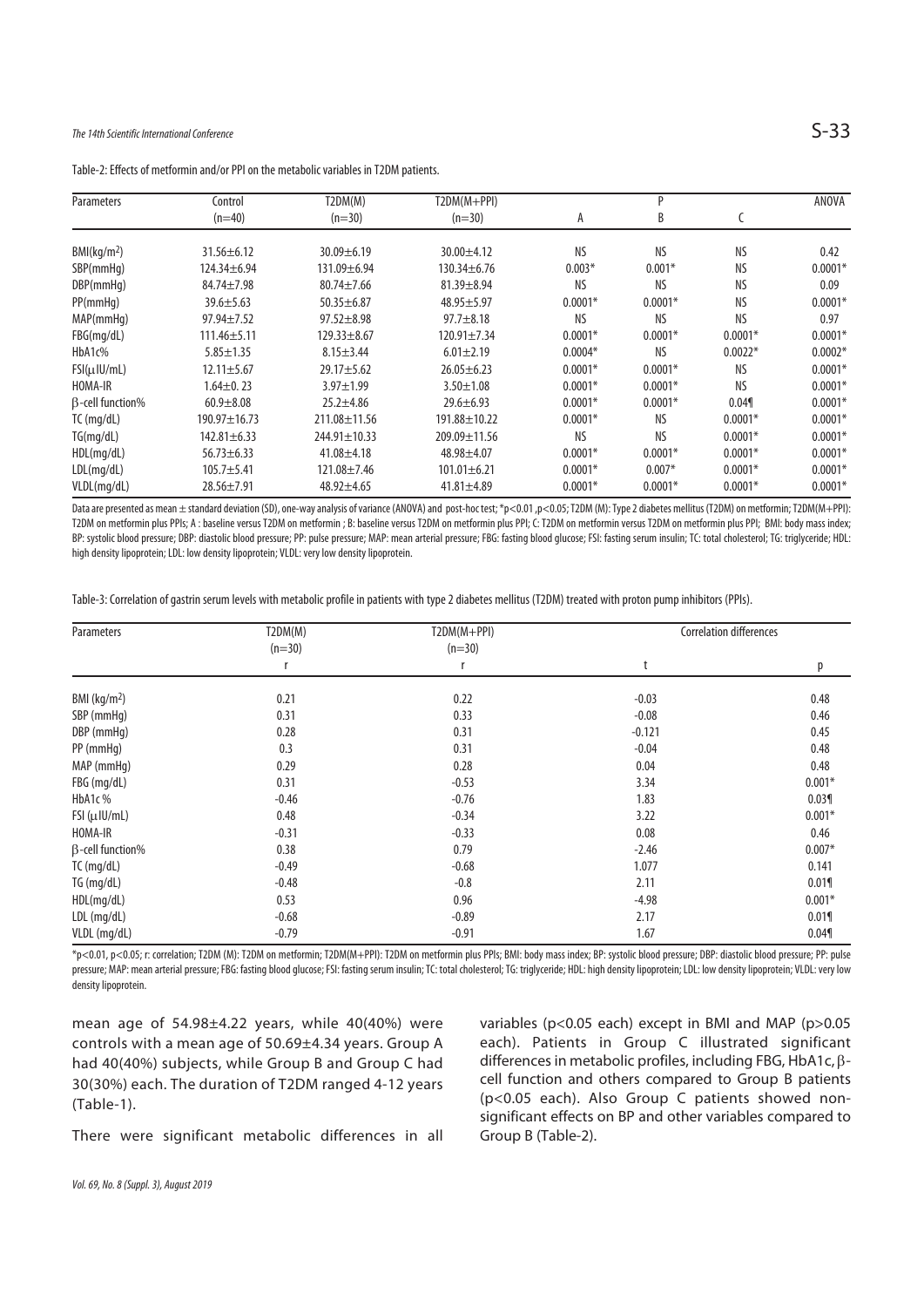Table-2: Effects of metformin and/or PPI on the metabolic variables in T2DM patients.

| Parameters | Control (n=40) | T2DM(M) (n=30) | T2DM(M+PPI) (n=30) | P | | | ANOVA |
|---|---|---|---|---|---|---|---|
| | | | | A | B | C | |
| BMI(kg/m$^2$) | 31.56±6.12 | 30.09±6.19 | 30.00±4.12 | NS | NS | NS | 0.42 |
| SBP(mmHg) | 124.34±6.94 | 131.09±6.94 | 130.34±6.76 | 0.003* | 0.001* | NS | 0.0001* |
| DBP(mmHg) | 84.74±7.98 | 80.74±7.66 | 81.39±8.94 | NS | NS | NS | 0.09 |
| PP(mmHg) | 39.6±5.63 | 50.35±6.87 | 48.95±5.97 | 0.0001* | 0.0001* | NS | 0.0001* |
| MAP(mmHg) | 97.94±7.52 | 97.52±8.98 | 97.7±8.18 | NS | NS | NS | 0.97 |
| FBG(mg/dL) | 111.46±5.11 | 129.33±8.67 | 120.91±7.34 | 0.0001* | 0.0001* | 0.0001* | 0.0001* |
| HbA1c% | 5.85±1.35 | 8.15±3.44 | 6.01±2.19 | 0.0004* | NS | 0.0022* | 0.0002* |
| FSI(μIU/mL) | 12.11±5.67 | 29.17±5.62 | 26.05±6.23 | 0.0001* | 0.0001* | NS | 0.0001* |
| HOMA-IR | 1.64±0. 23 | 3.97±1.99 | 3.50±1.08 | 0.0001* | 0.0001* | NS | 0.0001* |
| β-cell function% | 60.9±8.08 | 25.2±4.86 | 29.6±6.93 | 0.0001* | 0.0001* | 0.04¶ | 0.0001* |
| TC (mg/dL) | 190.97±16.73 | 211.08±11.56 | 191.88±10.22 | 0.0001* | NS | 0.0001* | 0.0001* |
| TG(mg/dL) | 142.81±6.33 | 244.91±10.33 | 209.09±11.56 | NS | NS | 0.0001* | 0.0001* |
| HDL(mg/dL) | 56.73±6.33 | 41.08±4.18 | 48.98±4.07 | 0.0001* | 0.0001* | 0.0001* | 0.0001* |
| LDL(mg/dL) | 105.7±5.41 | 121.08±7.46 | 101.01±6.21 | 0.0001* | 0.007* | 0.0001* | 0.0001* |
| VLDL(mg/dL) | 28.56±7.91 | 48.92±4.65 | 41.81±4.89 | 0.0001* | 0.0001* | 0.0001* | 0.0001* |

Data are presented as mean ± standard deviation (SD), one-way analysis of variance (ANOVA) and post-hoc test; *p<0.01 ,p<0.05; T2DM (M): Type 2 diabetes mellitus (T2DM) on metformin; T2DM(M+PPI): T2DM on metformin plus PPIs; A : baseline versus T2DM on metformin ; B: baseline versus T2DM on metformin plus PPI; C: T2DM on metformin versus T2DM on metformin plus PPI; BMI: body mass index; BP: systolic blood pressure; DBP: diastolic blood pressure; PP: pulse pressure; MAP: mean arterial pressure; FBG: fasting blood glucose; FSI: fasting serum insulin; TC: total cholesterol; TG: triglyceride; HDL: high density lipoprotein; LDL: low density lipoprotein; VLDL: very low density lipoprotein.

Table-3: Correlation of gastrin serum levels with metabolic profile in patients with type 2 diabetes mellitus (T2DM) treated with proton pump inhibitors (PPIs).

| Parameters | T2DM(M) (n=30) | T2DM(M+PPI) (n=30) | Correlation differences | |
|---|---|---|---|---|
| | r | r | t | p |
| BMI (kg/m$^2$) | 0.21 | 0.22 | -0.03 | 0.48 |
| SBP (mmHg) | 0.31 | 0.33 | -0.08 | 0.46 |
| DBP (mmHg) | 0.28 | 0.31 | -0.121 | 0.45 |
| PP (mmHg) | 0.3 | 0.31 | -0.04 | 0.48 |
| MAP (mmHg) | 0.29 | 0.28 | 0.04 | 0.48 |
| FBG (mg/dL) | 0.31 | -0.53 | 3.34 | 0.001* |
| HbA1c % | -0.46 | -0.76 | 1.83 | 0.03¶ |
| FSI (μIU/mL) | 0.48 | -0.34 | 3.22 | 0.001* |
| HOMA-IR | -0.31 | -0.33 | 0.08 | 0.46 |
| β-cell function% | 0.38 | 0.79 | -2.46 | 0.007* |
| TC (mg/dL) | -0.49 | -0.68 | 1.077 | 0.141 |
| TG (mg/dL) | -0.48 | -0.8 | 2.11 | 0.01¶ |
| HDL(mg/dL) | 0.53 | 0.96 | -4.98 | 0.001* |
| LDL (mg/dL) | -0.68 | -0.89 | 2.17 | 0.01¶ |
| VLDL (mg/dL) | -0.79 | -0.91 | 1.67 | 0.04¶ |

*p<0.01, p<0.05; r: correlation; T2DM (M): T2DM on metformin; T2DM(M+PPI): T2DM on metformin plus PPIs; BMI: body mass index; BP: systolic blood pressure; DBP: diastolic blood pressure; PP: pulse pressure; MAP: mean arterial pressure; FBG: fasting blood glucose; FSI: fasting serum insulin; TC: total cholesterol; TG: triglyceride; HDL: high density lipoprotein; LDL: low density lipoprotein; VLDL: very low density lipoprotein.

mean age of 54.98±4.22 years, while 40(40%) were controls with a mean age of 50.69±4.34 years. Group A had 40(40%) subjects, while Group B and Group C had 30(30%) each. The duration of T2DM ranged 4-12 years (Table-1).

There were significant metabolic differences in all variables (p<0.05 each) except in BMI and MAP (p>0.05 each). Patients in Group C illustrated significant differences in metabolic profiles, including FBG, HbA1c, β-cell function and others compared to Group B patients (p<0.05 each). Also Group C patients showed non-significant effects on BP and other variables compared to Group B (Table-2).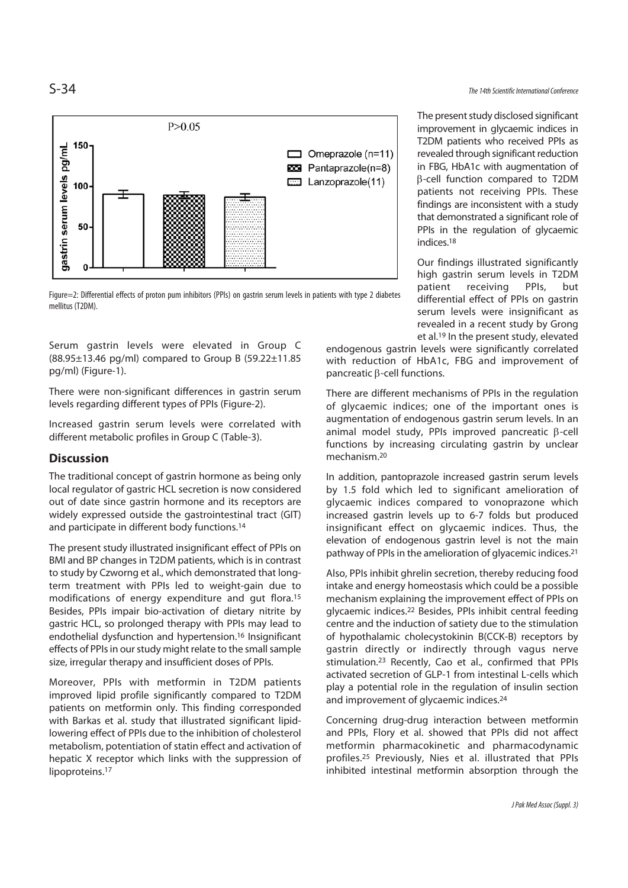Figure=2: Differential effects of proton pum inhibitors (PPIs) on gastrin serum levels in patients with type 2 diabetes mellitus (T2DM).

Serum gastrin levels were elevated in Group C (88.95±13.46 pg/ml) compared to Group B (59.22±11.85 pg/ml) (Figure-1).

There were non-significant differences in gastrin serum levels regarding different types of PPIs (Figure-2).

Increased gastrin serum levels were correlated with different metabolic profiles in Group C (Table-3).

## Discussion

The traditional concept of gastrin hormone as being only local regulator of gastric HCL secretion is now considered out of date since gastrin hormone and its receptors are widely expressed outside the gastrointestinal tract (GIT) and participate in different body functions.[14]

The present study illustrated insignificant effect of PPIs on BMI and BP changes in T2DM patients, which is in contrast to study by Czworng et al., which demonstrated that long-term treatment with PPIs led to weight-gain due to modifications of energy expenditure and gut flora.[15] Besides, PPIs impair bio-activation of dietary nitrite by gastric HCL, so prolonged therapy with PPIs may lead to endothelial dysfunction and hypertension.[16] Insignificant effects of PPIs in our study might relate to the small sample size, irregular therapy and insufficient doses of PPIs.

Moreover, PPIs with metformin in T2DM patients improved lipid profile significantly compared to T2DM patients on metformin only. This finding corresponded with Barkas et al. study that illustrated significant lipid-lowering effect of PPIs due to the inhibition of cholesterol metabolism, potentiation of statin effect and activation of hepatic X receptor which links with the suppression of lipoproteins.[17]

The present study disclosed significant improvement in glycaemic indices in T2DM patients who received PPIs as revealed through significant reduction in FBG, HbA1c with augmentation of β-cell function compared to T2DM patients not receiving PPIs. These findings are inconsistent with a study that demonstrated a significant role of PPIs in the regulation of glycaemic indices.[18]

Our findings illustrated significantly high gastrin serum levels in T2DM patient receiving PPIs, but differential effect of PPIs on gastrin serum levels were insignificant as revealed in a recent study by Grong et al.[19] In the present study, elevated endogenous gastrin levels were significantly correlated with reduction of HbA1c, FBG and improvement of pancreatic β-cell functions.

There are different mechanisms of PPIs in the regulation of glycaemic indices; one of the important ones is augmentation of endogenous gastrin serum levels. In an animal model study, PPIs improved pancreatic β-cell functions by increasing circulating gastrin by unclear mechanism.[20]

In addition, pantoprazole increased gastrin serum levels by 1.5 fold which led to significant amelioration of glycaemic indices compared to vonoprazone which increased gastrin levels up to 6-7 folds but produced insignificant effect on glycaemic indices. Thus, the elevation of endogenous gastrin level is not the main pathway of PPIs in the amelioration of glyacemic indices.[21]

Also, PPIs inhibit ghrelin secretion, thereby reducing food intake and energy homeostasis which could be a possible mechanism explaining the improvement effect of PPIs on glycaemic indices.[22] Besides, PPIs inhibit central feeding centre and the induction of satiety due to the stimulation of hypothalamic cholecystokinin B(CCK-B) receptors by gastrin directly or indirectly through vagus nerve stimulation.[23] Recently, Cao et al., confirmed that PPIs activated secretion of GLP-1 from intestinal L-cells which play a potential role in the regulation of insulin section and improvement of glycaemic indices.[24]

Concerning drug-drug interaction between metformin and PPIs, Flory et al. showed that PPIs did not affect metformin pharmacokinetic and pharmacodynamic profiles.[25] Previously, Nies et al. illustrated that PPIs inhibited intestinal metformin absorption through the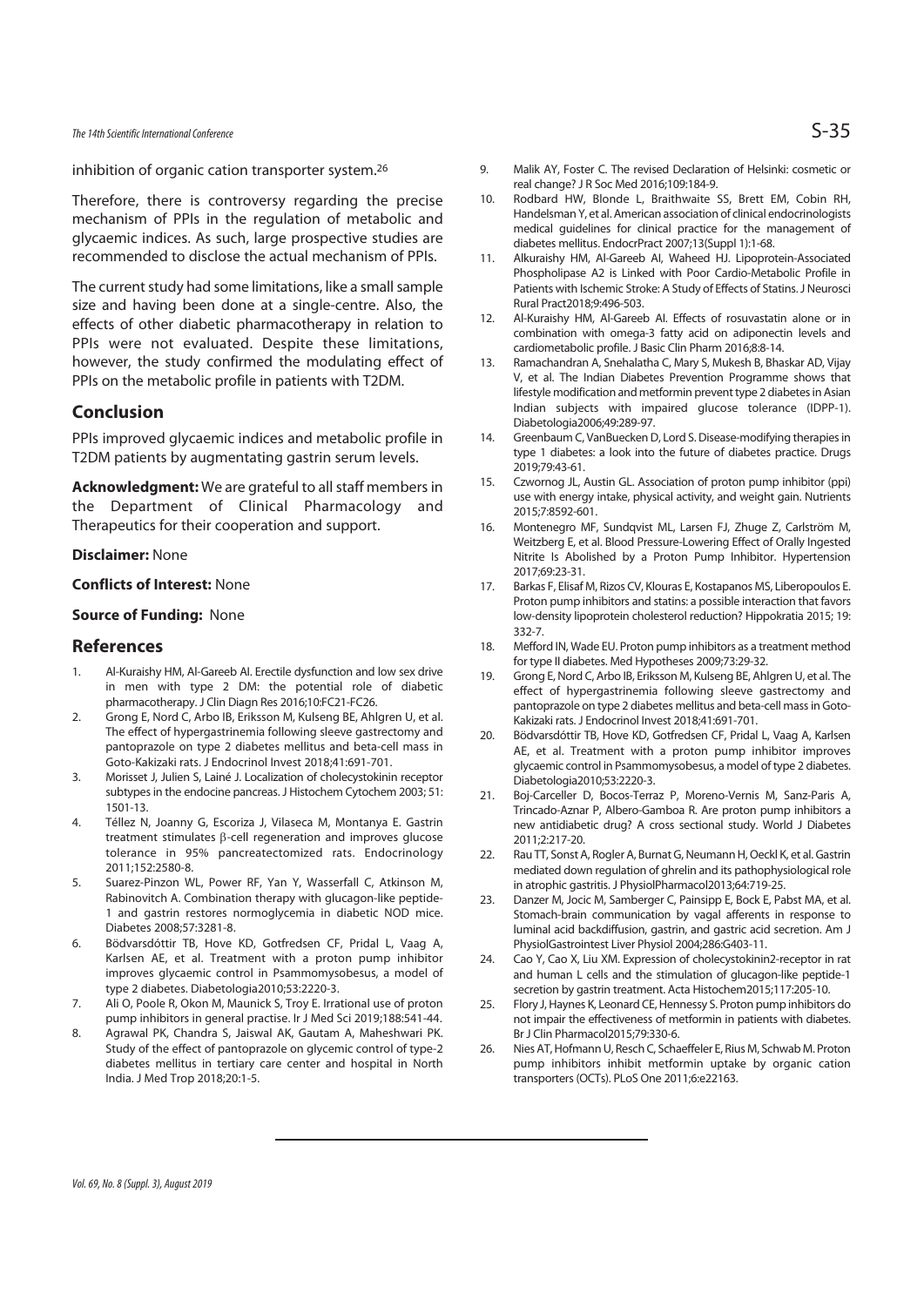inhibition of organic cation transporter system.[26]

Therefore, there is controversy regarding the precise mechanism of PPIs in the regulation of metabolic and glycaemic indices. As such, large prospective studies are recommended to disclose the actual mechanism of PPIs.

The current study had some limitations, like a small sample size and having been done at a single-centre. Also, the effects of other diabetic pharmacotherapy in relation to PPIs were not evaluated. Despite these limitations, however, the study confirmed the modulating effect of PPIs on the metabolic profile in patients with T2DM.

## Conclusion

PPIs improved glycaemic indices and metabolic profile in T2DM patients by augmentating gastrin serum levels.

**Acknowledgment:** We are grateful to all staff members in the Department of Clinical Pharmacology and Therapeutics for their cooperation and support.

**Disclaimer:** None

**Conflicts of Interest:** None

**Source of Funding:** None

## References

1. Al-Kuraishy HM, Al-Gareeb AI. Erectile dysfunction and low sex drive in men with type 2 DM: the potential role of diabetic pharmacotherapy. J Clin Diagn Res 2016;10:FC21-FC26.
2. Grong E, Nord C, Arbo IB, Eriksson M, Kulseng BE, Ahlgren U, et al. The effect of hypergastrinemia following sleeve gastrectomy and pantoprazole on type 2 diabetes mellitus and beta-cell mass in Goto-Kakizaki rats. J Endocrinol Invest 2018;41:691-701.
3. Morisset J, Julien S, Lainé J. Localization of cholecystokinin receptor subtypes in the endocine pancreas. J Histochem Cytochem 2003; 51: 1501-13.
4. Téllez N, Joanny G, Escoriza J, Vilaseca M, Montanya E. Gastrin treatment stimulates β-cell regeneration and improves glucose tolerance in 95% pancreatectomized rats. Endocrinology 2011;152:2580-8.
5. Suarez-Pinzon WL, Power RF, Yan Y, Wasserfall C, Atkinson M, Rabinovitch A. Combination therapy with glucagon-like peptide-1 and gastrin restores normoglycemia in diabetic NOD mice. Diabetes 2008;57:3281-8.
6. Bödvarsdóttir TB, Hove KD, Gotfredsen CF, Pridal L, Vaag A, Karlsen AE, et al. Treatment with a proton pump inhibitor improves glycaemic control in Psammomysobesus, a model of type 2 diabetes. Diabetologia2010;53:2220-3.
7. Ali O, Poole R, Okon M, Maunick S, Troy E. Irrational use of proton pump inhibitors in general practise. Ir J Med Sci 2019;188:541-44.
8. Agrawal PK, Chandra S, Jaiswal AK, Gautam A, Maheshwari PK. Study of the effect of pantoprazole on glycemic control of type-2 diabetes mellitus in tertiary care center and hospital in North India. J Med Trop 2018;20:1-5.
9. Malik AY, Foster C. The revised Declaration of Helsinki: cosmetic or real change? J R Soc Med 2016;109:184-9.
10. Rodbard HW, Blonde L, Braithwaite SS, Brett EM, Cobin RH, Handelsman Y, et al. American association of clinical endocrinologists medical guidelines for clinical practice for the management of diabetes mellitus. EndocrPract 2007;13(Suppl 1):1-68.
11. Alkuraishy HM, Al-Gareeb AI, Waheed HJ. Lipoprotein-Associated Phospholipase A2 is Linked with Poor Cardio-Metabolic Profile in Patients with Ischemic Stroke: A Study of Effects of Statins. J Neurosci Rural Pract2018;9:496-503.
12. Al-Kuraishy HM, Al-Gareeb AI. Effects of rosuvastatin alone or in combination with omega-3 fatty acid on adiponectin levels and cardiometabolic profile. J Basic Clin Pharm 2016;8:8-14.
13. Ramachandran A, Snehalatha C, Mary S, Mukesh B, Bhaskar AD, Vijay V, et al. The Indian Diabetes Prevention Programme shows that lifestyle modification and metformin prevent type 2 diabetes in Asian Indian subjects with impaired glucose tolerance (IDPP-1). Diabetologia2006;49:289-97.
14. Greenbaum C, VanBuecken D, Lord S. Disease-modifying therapies in type 1 diabetes: a look into the future of diabetes practice. Drugs 2019;79:43-61.
15. Czwornog JL, Austin GL. Association of proton pump inhibitor (ppi) use with energy intake, physical activity, and weight gain. Nutrients 2015;7:8592-601.
16. Montenegro MF, Sundqvist ML, Larsen FJ, Zhuge Z, Carlström M, Weitzberg E, et al. Blood Pressure-Lowering Effect of Orally Ingested Nitrite Is Abolished by a Proton Pump Inhibitor. Hypertension 2017;69:23-31.
17. Barkas F, Elisaf M, Rizos CV, Klouras E, Kostapanos MS, Liberopoulos E. Proton pump inhibitors and statins: a possible interaction that favors low-density lipoprotein cholesterol reduction? Hippokratia 2015; 19: 332-7.
18. Mefford IN, Wade EU. Proton pump inhibitors as a treatment method for type II diabetes. Med Hypotheses 2009;73:29-32.
19. Grong E, Nord C, Arbo IB, Eriksson M, Kulseng BE, Ahlgren U, et al. The effect of hypergastrinemia following sleeve gastrectomy and pantoprazole on type 2 diabetes mellitus and beta-cell mass in Goto-Kakizaki rats. J Endocrinol Invest 2018;41:691-701.
20. Bödvarsdóttir TB, Hove KD, Gotfredsen CF, Pridal L, Vaag A, Karlsen AE, et al. Treatment with a proton pump inhibitor improves glycaemic control in Psammomysobesus, a model of type 2 diabetes. Diabetologia2010;53:2220-3.
21. Boj-Carceller D, Bocos-Terraz P, Moreno-Vernis M, Sanz-Paris A, Trincado-Aznar P, Albero-Gamboa R. Are proton pump inhibitors a new antidiabetic drug? A cross sectional study. World J Diabetes 2011;2:217-20.
22. Rau TT, Sonst A, Rogler A, Burnat G, Neumann H, Oeckl K, et al. Gastrin mediated down regulation of ghrelin and its pathophysiological role in atrophic gastritis. J PhysiolPharmacol2013;64:719-25.
23. Danzer M, Jocic M, Samberger C, Painsipp E, Bock E, Pabst MA, et al. Stomach-brain communication by vagal afferents in response to luminal acid backdiffusion, gastrin, and gastric acid secretion. Am J PhysiolGastrointest Liver Physiol 2004;286:G403-11.
24. Cao Y, Cao X, Liu XM. Expression of cholecystokinin2-receptor in rat and human L cells and the stimulation of glucagon-like peptide-1 secretion by gastrin treatment. Acta Histochem2015;117:205-10.
25. Flory J, Haynes K, Leonard CE, Hennessy S. Proton pump inhibitors do not impair the effectiveness of metformin in patients with diabetes. Br J Clin Pharmacol2015;79:330-6.
26. Nies AT, Hofmann U, Resch C, Schaeffeler E, Rius M, Schwab M. Proton pump inhibitors inhibit metformin uptake by organic cation transporters (OCTs). PLoS One 2011;6:e22163.